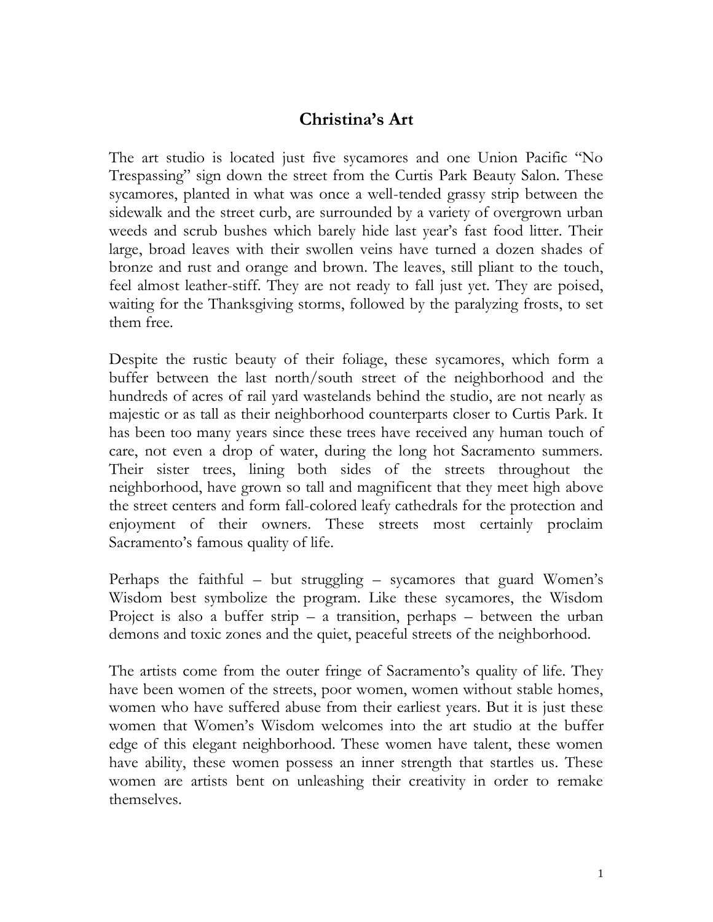# Christina's Art

The art studio is located just five sycamores and one Union Pacific "No Trespassing" sign down the street from the Curtis Park Beauty Salon. These sycamores, planted in what was once a well-tended grassy strip between the sidewalk and the street curb, are surrounded by a variety of overgrown urban weeds and scrub bushes which barely hide last year's fast food litter. Their large, broad leaves with their swollen veins have turned a dozen shades of bronze and rust and orange and brown. The leaves, still pliant to the touch, feel almost leather-stiff. They are not ready to fall just yet. They are poised, waiting for the Thanksgiving storms, followed by the paralyzing frosts, to set them free.

Despite the rustic beauty of their foliage, these sycamores, which form a buffer between the last north/south street of the neighborhood and the hundreds of acres of rail yard wastelands behind the studio, are not nearly as majestic or as tall as their neighborhood counterparts closer to Curtis Park. It has been too many years since these trees have received any human touch of care, not even a drop of water, during the long hot Sacramento summers. Their sister trees, lining both sides of the streets throughout the neighborhood, have grown so tall and magnificent that they meet high above the street centers and form fall-colored leafy cathedrals for the protection and enjoyment of their owners. These streets most certainly proclaim Sacramento's famous quality of life.

Perhaps the faithful – but struggling – sycamores that guard Women's Wisdom best symbolize the program. Like these sycamores, the Wisdom Project is also a buffer strip – a transition, perhaps – between the urban demons and toxic zones and the quiet, peaceful streets of the neighborhood.

The artists come from the outer fringe of Sacramento's quality of life. They have been women of the streets, poor women, women without stable homes, women who have suffered abuse from their earliest years. But it is just these women that Women's Wisdom welcomes into the art studio at the buffer edge of this elegant neighborhood. These women have talent, these women have ability, these women possess an inner strength that startles us. These women are artists bent on unleashing their creativity in order to remake themselves.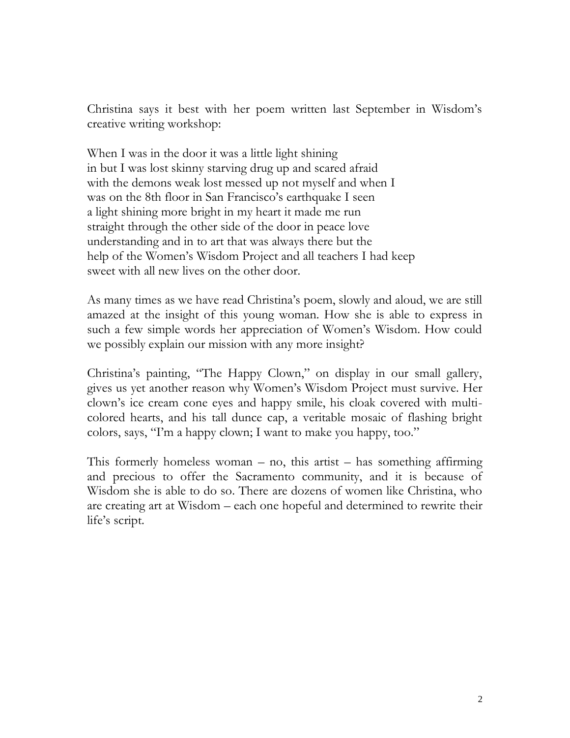Christina says it best with her poem written last September in Wisdom's creative writing workshop:

When I was in the door it was a little light shining  
in but I was lost skinny starving drug up and scared afraid  
with the demons weak lost messed up not myself and when I  
was on the 8th floor in San Francisco's earthquake I seen  
a light shining more bright in my heart it made me run  
straight through the other side of the door in peace love  
understanding and in to art that was always there but the  
help of the Women's Wisdom Project and all teachers I had keep  
sweet with all new lives on the other door.

As many times as we have read Christina's poem, slowly and aloud, we are still amazed at the insight of this young woman. How she is able to express in such a few simple words her appreciation of Women's Wisdom. How could we possibly explain our mission with any more insight?

Christina's painting, "The Happy Clown," on display in our small gallery, gives us yet another reason why Women's Wisdom Project must survive. Her clown's ice cream cone eyes and happy smile, his cloak covered with multi-colored hearts, and his tall dunce cap, a veritable mosaic of flashing bright colors, says, "I'm a happy clown; I want to make you happy, too."

This formerly homeless woman – no, this artist – has something affirming and precious to offer the Sacramento community, and it is because of Wisdom she is able to do so. There are dozens of women like Christina, who are creating art at Wisdom – each one hopeful and determined to rewrite their life's script.